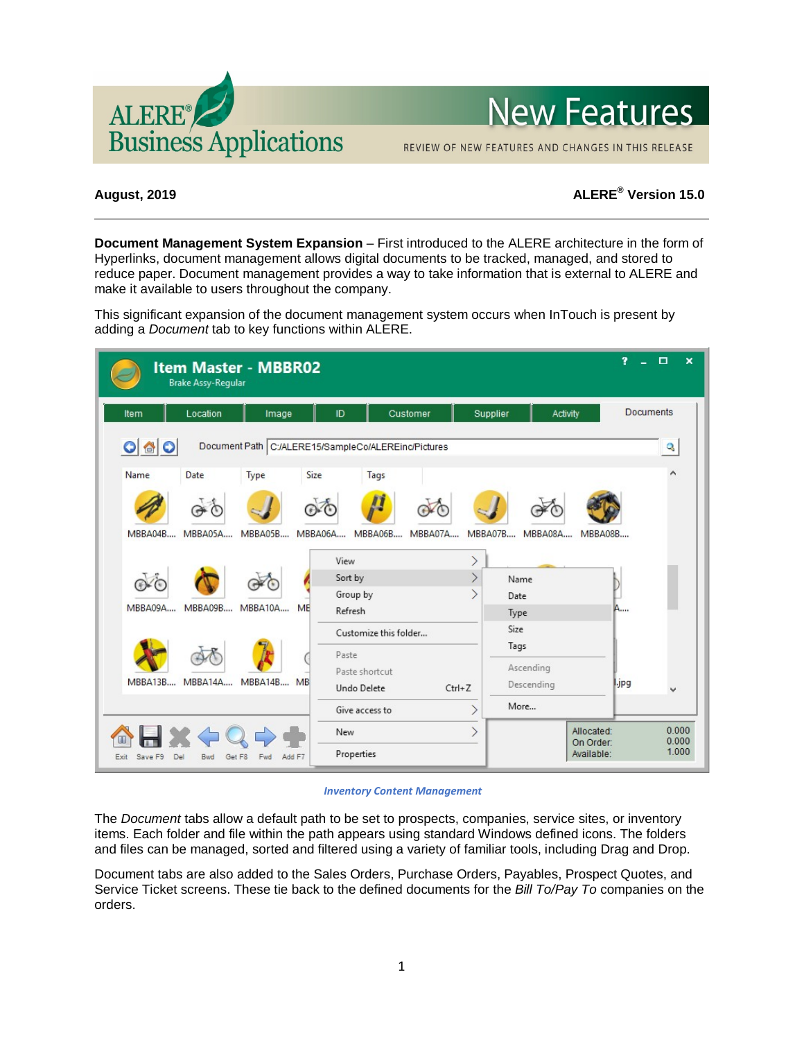# New Features

REVIEW OF NEW FEATURES AND CHANGES IN THIS RELEASE

**August, 2019** **ALERE® Version 15.0**

**Document Management System Expansion** – First introduced to the ALERE architecture in the form of Hyperlinks, document management allows digital documents to be tracked, managed, and stored to reduce paper. Document management provides a way to take information that is external to ALERE and make it available to users throughout the company.

This significant expansion of the document management system occurs when InTouch is present by adding a *Document* tab to key functions within ALERE.

*Inventory Content Management*

The *Document* tabs allow a default path to be set to prospects, companies, service sites, or inventory items. Each folder and file within the path appears using standard Windows defined icons. The folders and files can be managed, sorted and filtered using a variety of familiar tools, including Drag and Drop.

Document tabs are also added to the Sales Orders, Purchase Orders, Payables, Prospect Quotes, and Service Ticket screens. These tie back to the defined documents for the *Bill To/Pay To* companies on the orders.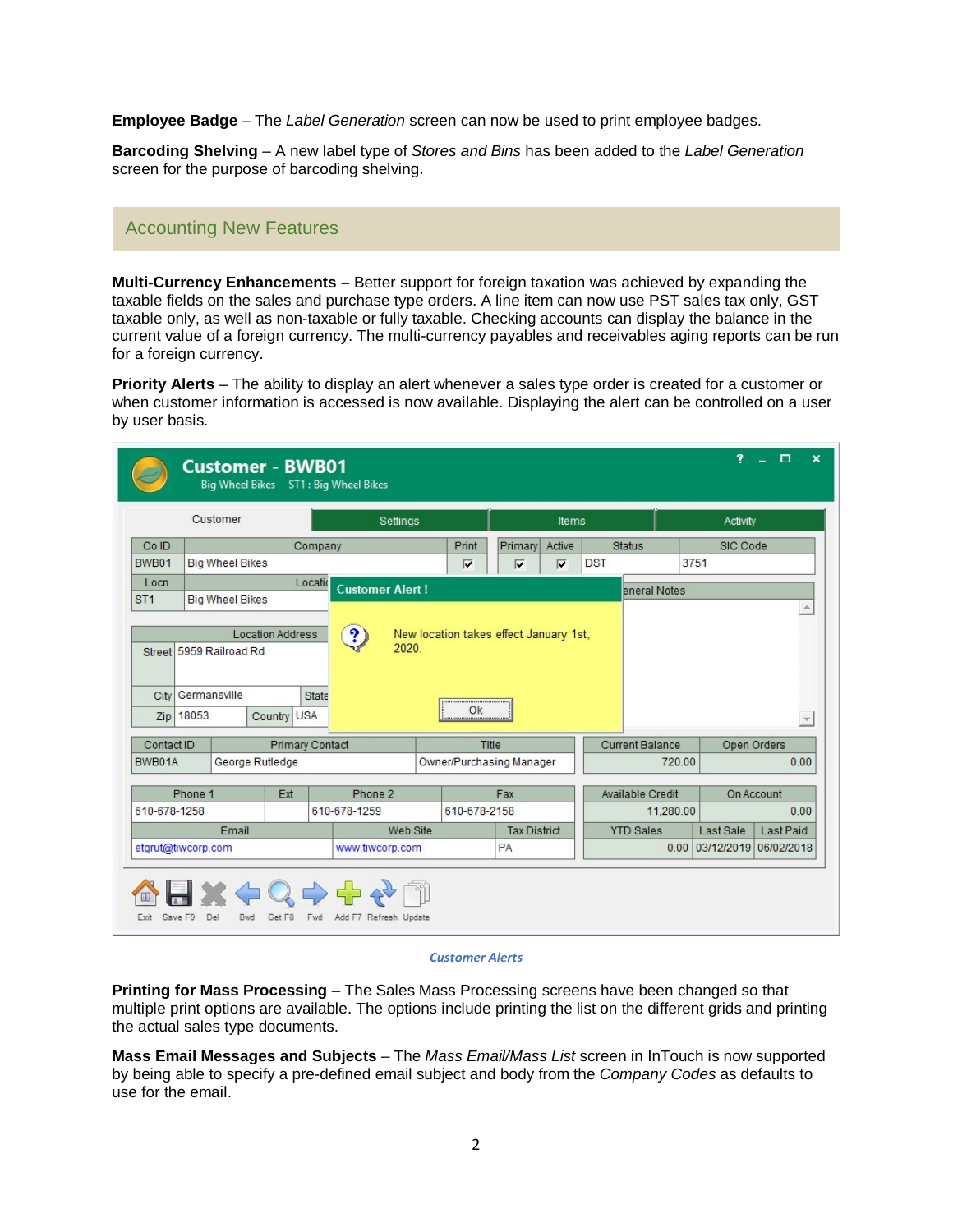**Employee Badge** – The *Label Generation* screen can now be used to print employee badges.

**Barcoding Shelving** – A new label type of *Stores and Bins* has been added to the *Label Generation* screen for the purpose of barcoding shelving.

## Accounting New Features

**Multi-Currency Enhancements –** Better support for foreign taxation was achieved by expanding the taxable fields on the sales and purchase type orders. A line item can now use PST sales tax only, GST taxable only, as well as non-taxable or fully taxable. Checking accounts can display the balance in the current value of a foreign currency. The multi-currency payables and receivables aging reports can be run for a foreign currency.

**Priority Alerts** – The ability to display an alert whenever a sales type order is created for a customer or when customer information is accessed is now available. Displaying the alert can be controlled on a user by user basis.

*Customer Alerts*

**Printing for Mass Processing** – The Sales Mass Processing screens have been changed so that multiple print options are available. The options include printing the list on the different grids and printing the actual sales type documents.

**Mass Email Messages and Subjects** – The *Mass Email/Mass List* screen in InTouch is now supported by being able to specify a pre-defined email subject and body from the *Company Codes* as defaults to use for the email.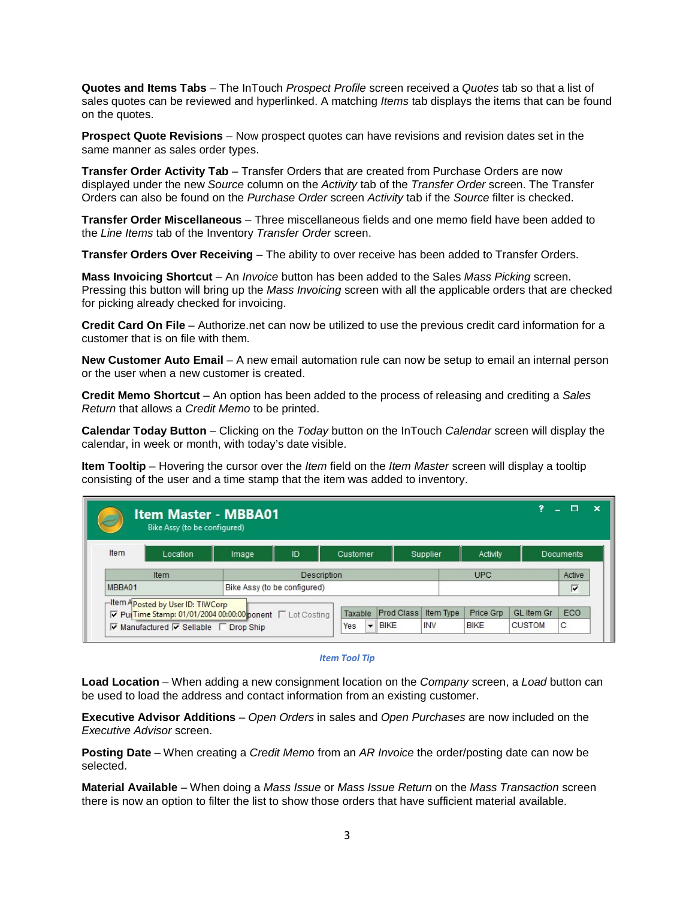**Quotes and Items Tabs** – The InTouch *Prospect Profile* screen received a *Quotes* tab so that a list of sales quotes can be reviewed and hyperlinked. A matching *Items* tab displays the items that can be found on the quotes.

**Prospect Quote Revisions** – Now prospect quotes can have revisions and revision dates set in the same manner as sales order types.

**Transfer Order Activity Tab** – Transfer Orders that are created from Purchase Orders are now displayed under the new *Source* column on the *Activity* tab of the *Transfer Order* screen. The Transfer Orders can also be found on the *Purchase Order* screen *Activity* tab if the *Source* filter is checked.

**Transfer Order Miscellaneous** – Three miscellaneous fields and one memo field have been added to the *Line Items* tab of the Inventory *Transfer Order* screen.

**Transfer Orders Over Receiving** – The ability to over receive has been added to Transfer Orders.

**Mass Invoicing Shortcut** – An *Invoice* button has been added to the Sales *Mass Picking* screen. Pressing this button will bring up the *Mass Invoicing* screen with all the applicable orders that are checked for picking already checked for invoicing.

**Credit Card On File** – Authorize.net can now be utilized to use the previous credit card information for a customer that is on file with them.

**New Customer Auto Email** – A new email automation rule can now be setup to email an internal person or the user when a new customer is created.

**Credit Memo Shortcut** – An option has been added to the process of releasing and crediting a *Sales Return* that allows a *Credit Memo* to be printed.

**Calendar Today Button** – Clicking on the *Today* button on the InTouch *Calendar* screen will display the calendar, in week or month, with today's date visible.

**Item Tooltip** – Hovering the cursor over the *Item* field on the *Item Master* screen will display a tooltip consisting of the user and a time stamp that the item was added to inventory.

*Item Tool Tip*

**Load Location** – When adding a new consignment location on the *Company* screen, a *Load* button can be used to load the address and contact information from an existing customer.

**Executive Advisor Additions** – *Open Orders* in sales and *Open Purchases* are now included on the *Executive Advisor* screen.

**Posting Date** – When creating a *Credit Memo* from an *AR Invoice* the order/posting date can now be selected.

**Material Available** – When doing a *Mass Issue* or *Mass Issue Return* on the *Mass Transaction* screen there is now an option to filter the list to show those orders that have sufficient material available.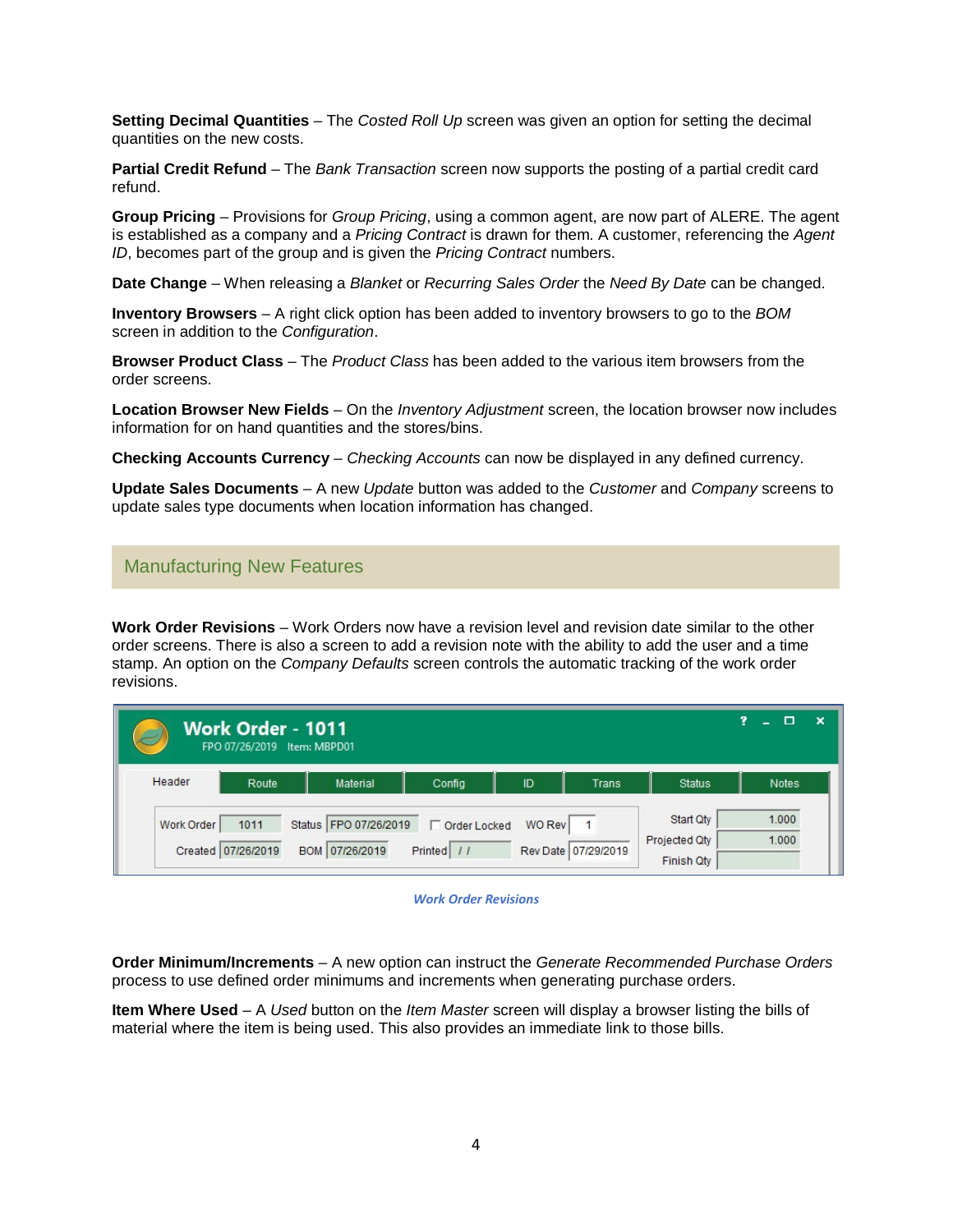**Setting Decimal Quantities** – The *Costed Roll Up* screen was given an option for setting the decimal quantities on the new costs.

**Partial Credit Refund** – The *Bank Transaction* screen now supports the posting of a partial credit card refund.

**Group Pricing** – Provisions for *Group Pricing*, using a common agent, are now part of ALERE. The agent is established as a company and a *Pricing Contract* is drawn for them. A customer, referencing the *Agent ID*, becomes part of the group and is given the *Pricing Contract* numbers.

**Date Change** – When releasing a *Blanket* or *Recurring Sales Order* the *Need By Date* can be changed.

**Inventory Browsers** – A right click option has been added to inventory browsers to go to the *BOM* screen in addition to the *Configuration*.

**Browser Product Class** – The *Product Class* has been added to the various item browsers from the order screens.

**Location Browser New Fields** – On the *Inventory Adjustment* screen, the location browser now includes information for on hand quantities and the stores/bins.

**Checking Accounts Currency** – *Checking Accounts* can now be displayed in any defined currency.

**Update Sales Documents** – A new *Update* button was added to the *Customer* and *Company* screens to update sales type documents when location information has changed.

## Manufacturing New Features

**Work Order Revisions** – Work Orders now have a revision level and revision date similar to the other order screens. There is also a screen to add a revision note with the ability to add the user and a time stamp. An option on the *Company Defaults* screen controls the automatic tracking of the work order revisions.

*Work Order Revisions*

**Order Minimum/Increments** – A new option can instruct the *Generate Recommended Purchase Orders* process to use defined order minimums and increments when generating purchase orders.

**Item Where Used** – A *Used* button on the *Item Master* screen will display a browser listing the bills of material where the item is being used. This also provides an immediate link to those bills.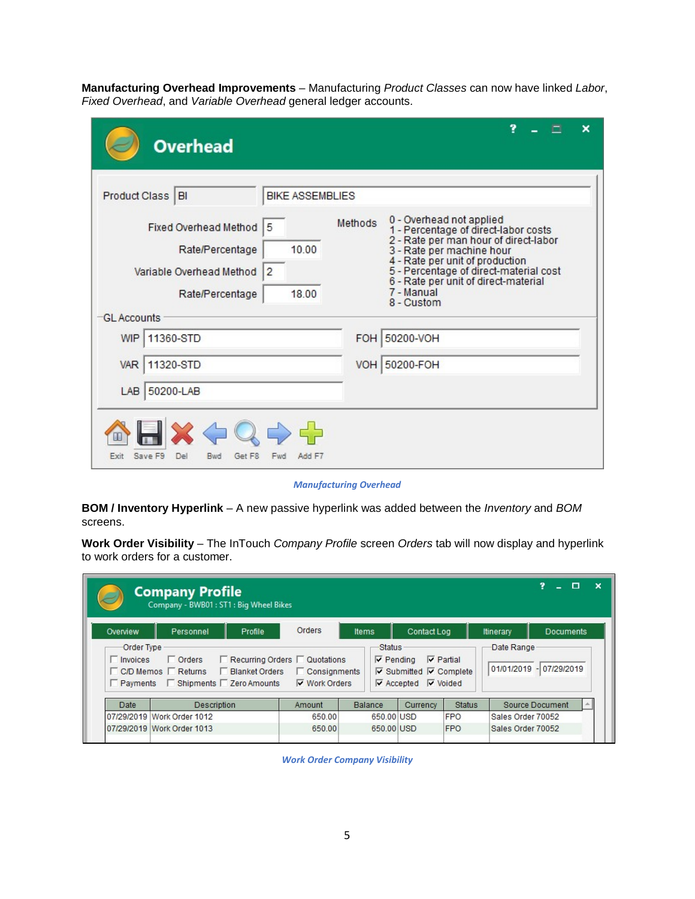**Manufacturing Overhead Improvements** – Manufacturing *Product Classes* can now have linked *Labor*, *Fixed Overhead*, and *Variable Overhead* general ledger accounts.

*Manufacturing Overhead*

**BOM / Inventory Hyperlink** – A new passive hyperlink was added between the *Inventory* and *BOM* screens.

**Work Order Visibility** – The InTouch *Company Profile* screen *Orders* tab will now display and hyperlink to work orders for a customer.

*Work Order Company Visibility*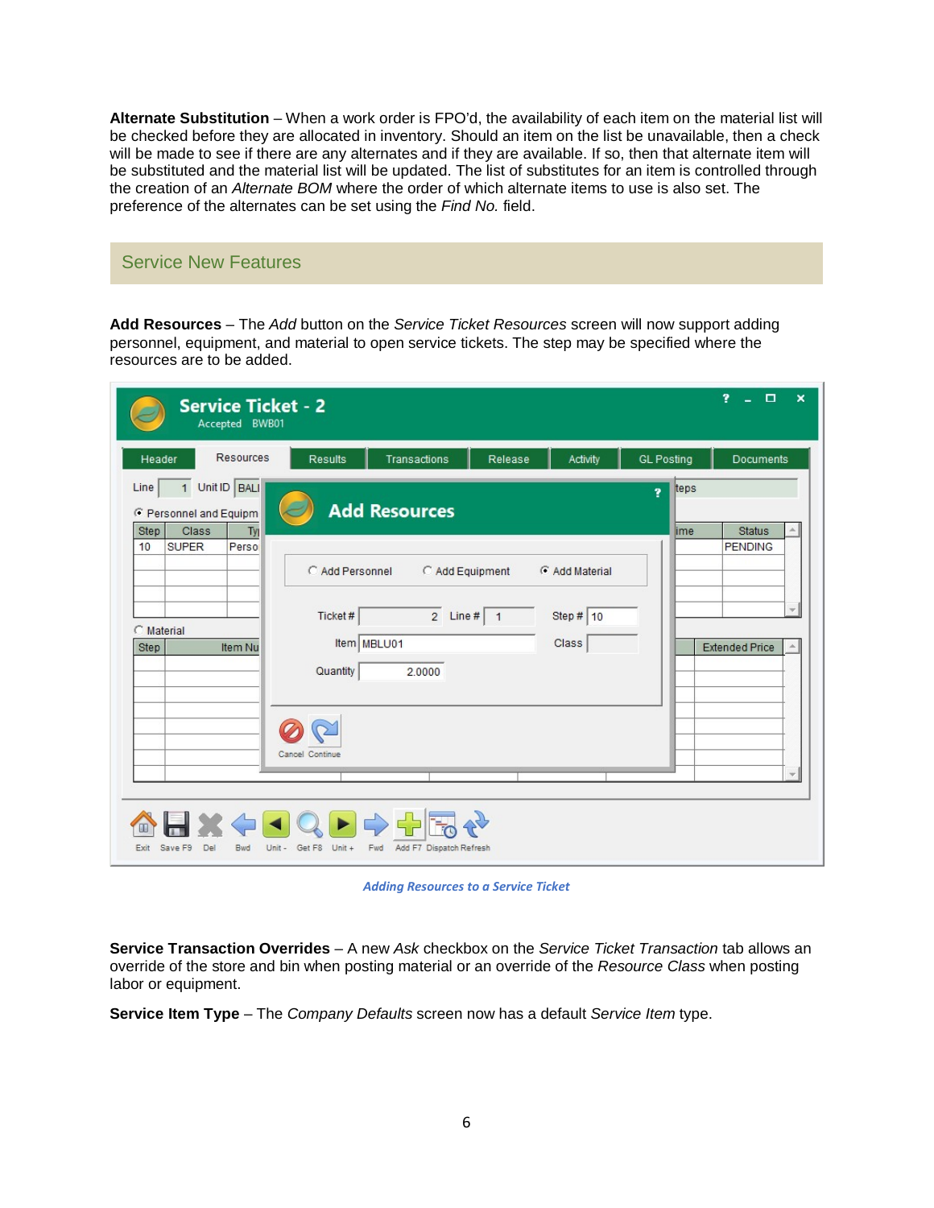**Alternate Substitution** – When a work order is FPO'd, the availability of each item on the material list will be checked before they are allocated in inventory. Should an item on the list be unavailable, then a check will be made to see if there are any alternates and if they are available. If so, then that alternate item will be substituted and the material list will be updated. The list of substitutes for an item is controlled through the creation of an *Alternate BOM* where the order of which alternate items to use is also set. The preference of the alternates can be set using the *Find No.* field.

## Service New Features

**Add Resources** – The *Add* button on the *Service Ticket Resources* screen will now support adding personnel, equipment, and material to open service tickets. The step may be specified where the resources are to be added.

*Adding Resources to a Service Ticket*

**Service Transaction Overrides** – A new *Ask* checkbox on the *Service Ticket Transaction* tab allows an override of the store and bin when posting material or an override of the *Resource Class* when posting labor or equipment.

**Service Item Type** – The *Company Defaults* screen now has a default *Service Item* type.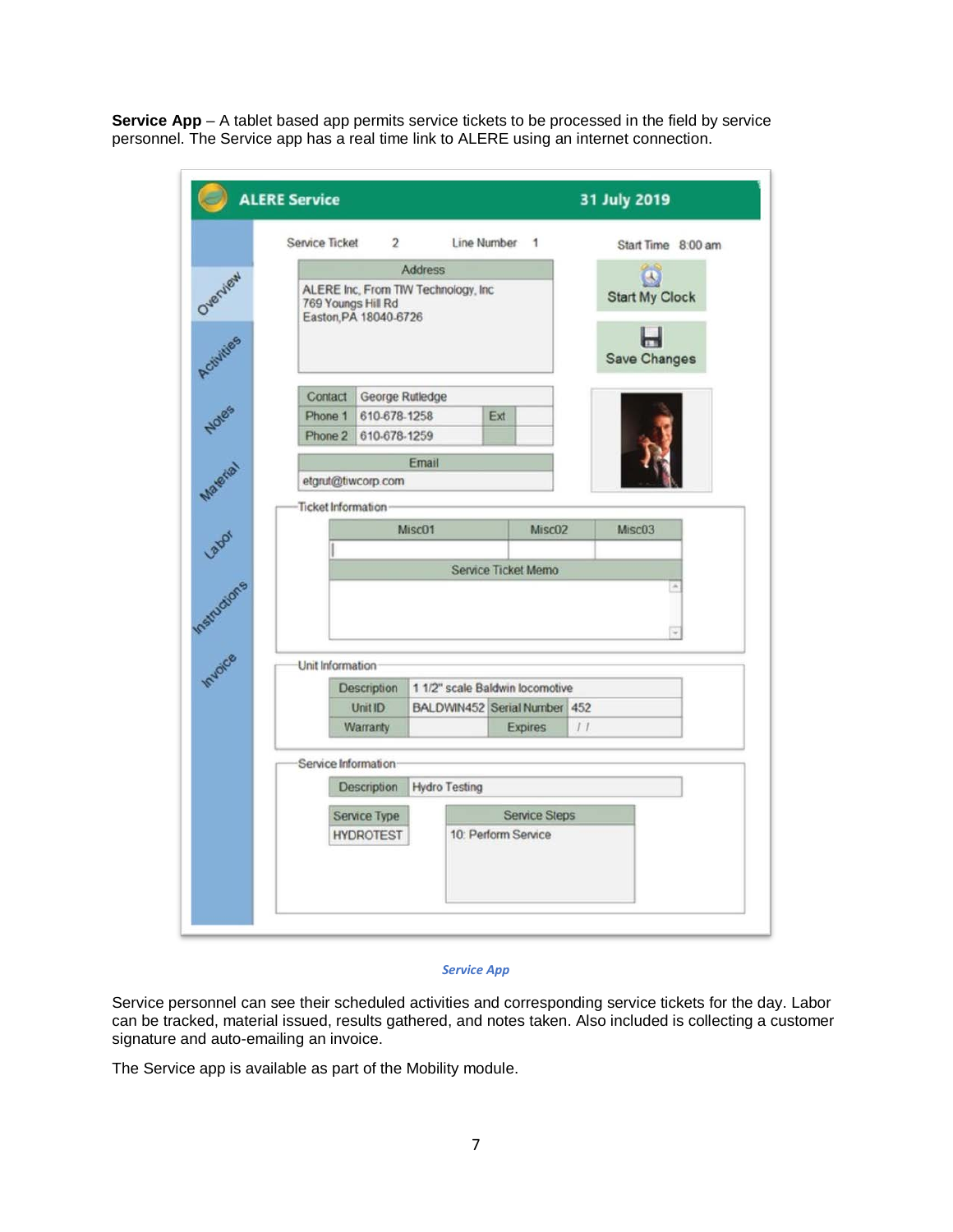**Service App** – A tablet based app permits service tickets to be processed in the field by service personnel. The Service app has a real time link to ALERE using an internet connection.

*Service App*

Service personnel can see their scheduled activities and corresponding service tickets for the day. Labor can be tracked, material issued, results gathered, and notes taken. Also included is collecting a customer signature and auto-emailing an invoice.

The Service app is available as part of the Mobility module.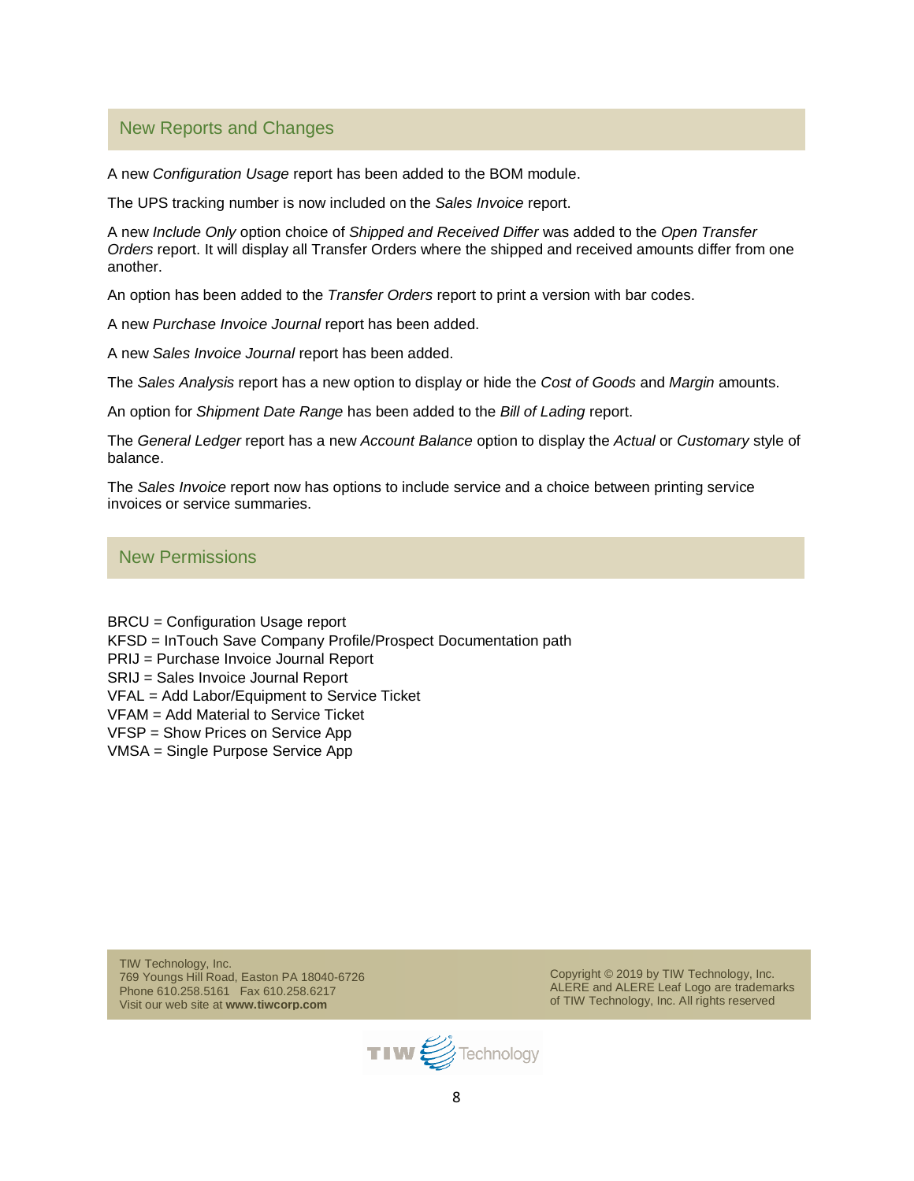## New Reports and Changes

A new *Configuration Usage* report has been added to the BOM module.

The UPS tracking number is now included on the *Sales Invoice* report.

A new *Include Only* option choice of *Shipped and Received Differ* was added to the *Open Transfer Orders* report. It will display all Transfer Orders where the shipped and received amounts differ from one another.

An option has been added to the *Transfer Orders* report to print a version with bar codes.

A new *Purchase Invoice Journal* report has been added.

A new *Sales Invoice Journal* report has been added.

The *Sales Analysis* report has a new option to display or hide the *Cost of Goods* and *Margin* amounts.

An option for *Shipment Date Range* has been added to the *Bill of Lading* report.

The *General Ledger* report has a new *Account Balance* option to display the *Actual* or *Customary* style of balance.

The *Sales Invoice* report now has options to include service and a choice between printing service invoices or service summaries.

## New Permissions

BRCU = Configuration Usage report
KFSD = InTouch Save Company Profile/Prospect Documentation path
PRIJ = Purchase Invoice Journal Report
SRIJ = Sales Invoice Journal Report
VFAL = Add Labor/Equipment to Service Ticket
VFAM = Add Material to Service Ticket
VFSP = Show Prices on Service App
VMSA = Single Purpose Service App

TIW Technology, Inc.
769 Youngs Hill Road, Easton PA 18040-6726
Phone 610.258.5161 Fax 610.258.6217
Visit our web site at **www.tiwcorp.com**

Copyright © 2019 by TIW Technology, Inc.
ALERE and ALERE Leaf Logo are trademarks of TIW Technology, Inc. All rights reserved

TIW Technology